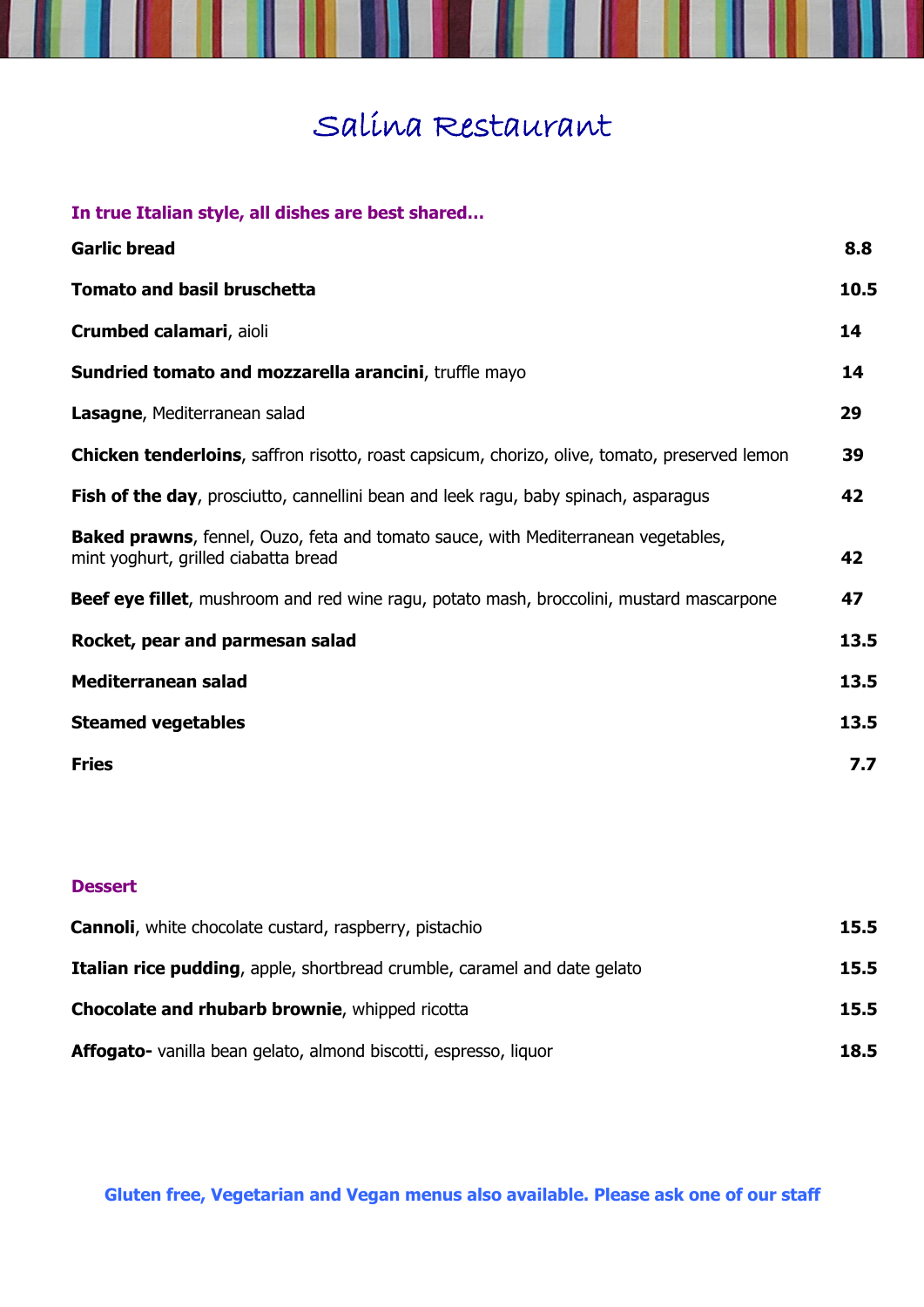# Salina Restaurant

## In true Italian style, all dishes are best shared…

| Item | Price |
| --- | --- |
| **Garlic bread** | **8.8** |
| **Tomato and basil bruschetta** | **10.5** |
| **Crumbed calamari**, aioli | **14** |
| **Sundried tomato and mozzarella arancini**, truffle mayo | **14** |
| **Lasagne**, Mediterranean salad | **29** |
| **Chicken tenderloins**, saffron risotto, roast capsicum, chorizo, olive, tomato, preserved lemon | **39** |
| **Fish of the day**, prosciutto, cannellini bean and leek ragu, baby spinach, asparagus | **42** |
| **Baked prawns**, fennel, Ouzo, feta and tomato sauce, with Mediterranean vegetables, mint yoghurt, grilled ciabatta bread | **42** |
| **Beef eye fillet**, mushroom and red wine ragu, potato mash, broccolini, mustard mascarpone | **47** |
| **Rocket, pear and parmesan salad** | **13.5** |
| **Mediterranean salad** | **13.5** |
| **Steamed vegetables** | **13.5** |
| **Fries** | **7.7** |

## Dessert

| Item | Price |
| --- | --- |
| **Cannoli**, white chocolate custard, raspberry, pistachio | **15.5** |
| **Italian rice pudding**, apple, shortbread crumble, caramel and date gelato | **15.5** |
| **Chocolate and rhubarb brownie**, whipped ricotta | **15.5** |
| **Affogato-** vanilla bean gelato, almond biscotti, espresso, liquor | **18.5** |

**Gluten free, Vegetarian and Vegan menus also available. Please ask one of our staff**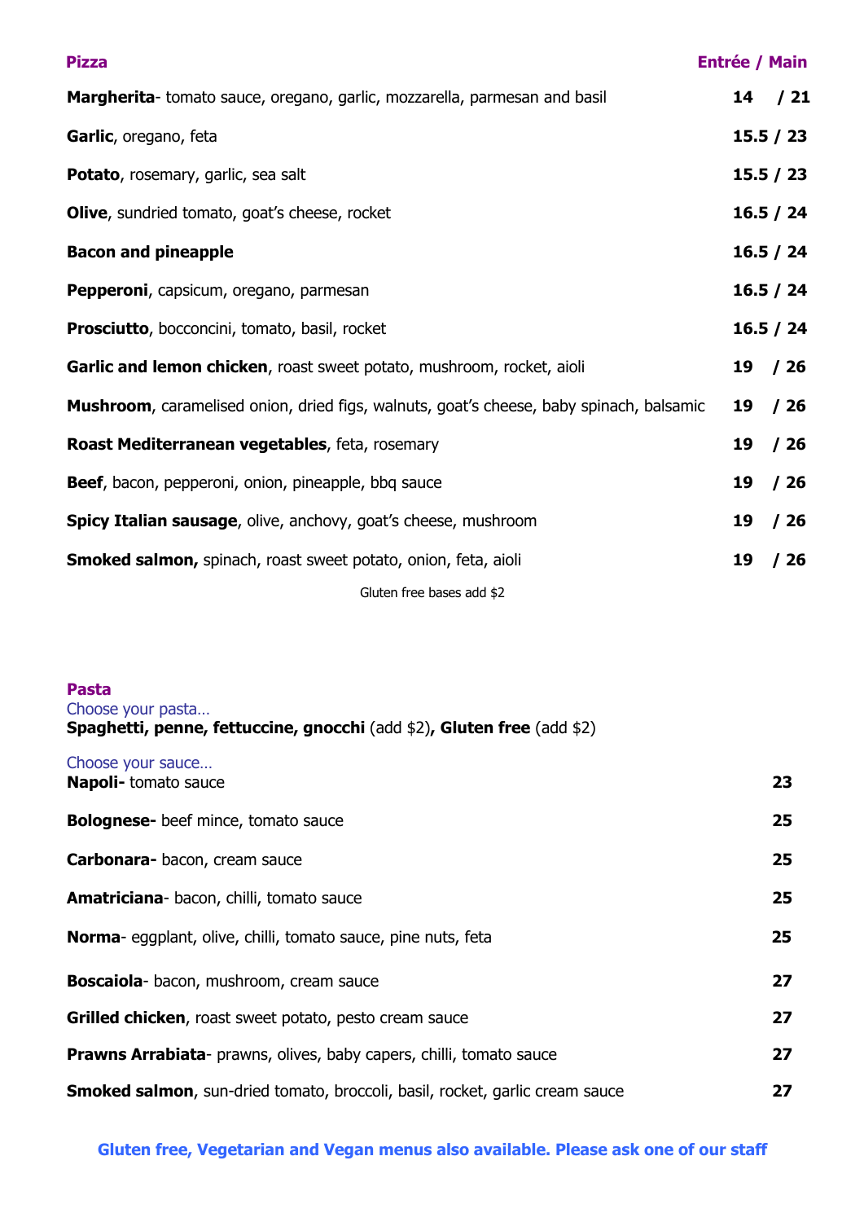## Pizza

| Pizza | Entrée / Main |
| --- | --- |
| **Margherita**- tomato sauce, oregano, garlic, mozzarella, parmesan and basil | **14 / 21** |
| **Garlic**, oregano, feta | **15.5 / 23** |
| **Potato**, rosemary, garlic, sea salt | **15.5 / 23** |
| **Olive**, sundried tomato, goat's cheese, rocket | **16.5 / 24** |
| **Bacon and pineapple** | **16.5 / 24** |
| **Pepperoni**, capsicum, oregano, parmesan | **16.5 / 24** |
| **Prosciutto**, bocconcini, tomato, basil, rocket | **16.5 / 24** |
| **Garlic and lemon chicken**, roast sweet potato, mushroom, rocket, aioli | **19 / 26** |
| **Mushroom**, caramelised onion, dried figs, walnuts, goat's cheese, baby spinach, balsamic | **19 / 26** |
| **Roast Mediterranean vegetables**, feta, rosemary | **19 / 26** |
| **Beef**, bacon, pepperoni, onion, pineapple, bbq sauce | **19 / 26** |
| **Spicy Italian sausage**, olive, anchovy, goat's cheese, mushroom | **19 / 26** |
| **Smoked salmon,** spinach, roast sweet potato, onion, feta, aioli | **19 / 26** |

Gluten free bases add $2

## Pasta

Choose your pasta…
**Spaghetti, penne, fettuccine, gnocchi** (add $2)**, Gluten free** (add $2)

Choose your sauce…

| | |
| --- | --- |
| **Napoli-** tomato sauce | **23** |
| **Bolognese-** beef mince, tomato sauce | **25** |
| **Carbonara-** bacon, cream sauce | **25** |
| **Amatriciana**- bacon, chilli, tomato sauce | **25** |
| **Norma**- eggplant, olive, chilli, tomato sauce, pine nuts, feta | **25** |
| **Boscaiola**- bacon, mushroom, cream sauce | **27** |
| **Grilled chicken**, roast sweet potato, pesto cream sauce | **27** |
| **Prawns Arrabiata**- prawns, olives, baby capers, chilli, tomato sauce | **27** |
| **Smoked salmon**, sun-dried tomato, broccoli, basil, rocket, garlic cream sauce | **27** |

**Gluten free, Vegetarian and Vegan menus also available. Please ask one of our staff**